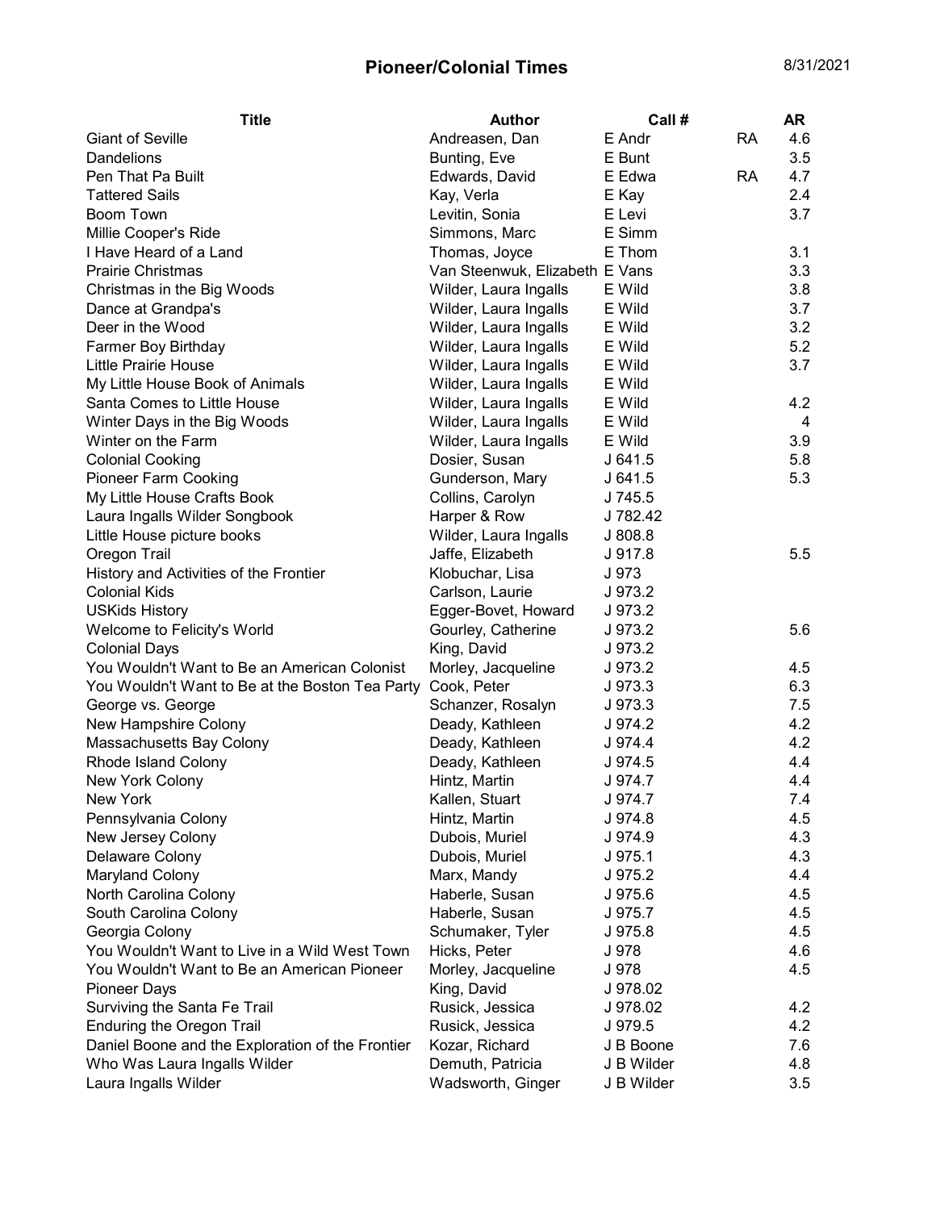# Pioneer/Colonial Times

8/31/2021

| Title | Author | Call # | | AR |
|---|---|---|---|---|
| Giant of Seville | Andreasen, Dan | E Andr | RA | 4.6 |
| Dandelions | Bunting, Eve | E Bunt | | 3.5 |
| Pen That Pa Built | Edwards, David | E Edwa | RA | 4.7 |
| Tattered Sails | Kay, Verla | E Kay | | 2.4 |
| Boom Town | Levitin, Sonia | E Levi | | 3.7 |
| Millie Cooper's Ride | Simmons, Marc | E Simm | | |
| I Have Heard of a Land | Thomas, Joyce | E Thom | | 3.1 |
| Prairie Christmas | Van Steenwuk, Elizabeth | E Vans | | 3.3 |
| Christmas in the Big Woods | Wilder, Laura Ingalls | E Wild | | 3.8 |
| Dance at Grandpa's | Wilder, Laura Ingalls | E Wild | | 3.7 |
| Deer in the Wood | Wilder, Laura Ingalls | E Wild | | 3.2 |
| Farmer Boy Birthday | Wilder, Laura Ingalls | E Wild | | 5.2 |
| Little Prairie House | Wilder, Laura Ingalls | E Wild | | 3.7 |
| My Little House Book of Animals | Wilder, Laura Ingalls | E Wild | | |
| Santa Comes to Little House | Wilder, Laura Ingalls | E Wild | | 4.2 |
| Winter Days in the Big Woods | Wilder, Laura Ingalls | E Wild | | 4 |
| Winter on the Farm | Wilder, Laura Ingalls | E Wild | | 3.9 |
| Colonial Cooking | Dosier, Susan | J 641.5 | | 5.8 |
| Pioneer Farm Cooking | Gunderson, Mary | J 641.5 | | 5.3 |
| My Little House Crafts Book | Collins, Carolyn | J 745.5 | | |
| Laura Ingalls Wilder Songbook | Harper & Row | J 782.42 | | |
| Little House picture books | Wilder, Laura Ingalls | J 808.8 | | |
| Oregon Trail | Jaffe, Elizabeth | J 917.8 | | 5.5 |
| History and Activities of the Frontier | Klobuchar, Lisa | J 973 | | |
| Colonial Kids | Carlson, Laurie | J 973.2 | | |
| USKids History | Egger-Bovet, Howard | J 973.2 | | |
| Welcome to Felicity's World | Gourley, Catherine | J 973.2 | | 5.6 |
| Colonial Days | King, David | J 973.2 | | |
| You Wouldn't Want to Be an American Colonist | Morley, Jacqueline | J 973.2 | | 4.5 |
| You Wouldn't Want to Be at the Boston Tea Party | Cook, Peter | J 973.3 | | 6.3 |
| George vs. George | Schanzer, Rosalyn | J 973.3 | | 7.5 |
| New Hampshire Colony | Deady, Kathleen | J 974.2 | | 4.2 |
| Massachusetts Bay Colony | Deady, Kathleen | J 974.4 | | 4.2 |
| Rhode Island Colony | Deady, Kathleen | J 974.5 | | 4.4 |
| New York Colony | Hintz, Martin | J 974.7 | | 4.4 |
| New York | Kallen, Stuart | J 974.7 | | 7.4 |
| Pennsylvania Colony | Hintz, Martin | J 974.8 | | 4.5 |
| New Jersey Colony | Dubois, Muriel | J 974.9 | | 4.3 |
| Delaware Colony | Dubois, Muriel | J 975.1 | | 4.3 |
| Maryland Colony | Marx, Mandy | J 975.2 | | 4.4 |
| North Carolina Colony | Haberle, Susan | J 975.6 | | 4.5 |
| South Carolina Colony | Haberle, Susan | J 975.7 | | 4.5 |
| Georgia Colony | Schumaker, Tyler | J 975.8 | | 4.5 |
| You Wouldn't Want to Live in a Wild West Town | Hicks, Peter | J 978 | | 4.6 |
| You Wouldn't Want to Be an American Pioneer | Morley, Jacqueline | J 978 | | 4.5 |
| Pioneer Days | King, David | J 978.02 | | |
| Surviving the Santa Fe Trail | Rusick, Jessica | J 978.02 | | 4.2 |
| Enduring the Oregon Trail | Rusick, Jessica | J 979.5 | | 4.2 |
| Daniel Boone and the Exploration of the Frontier | Kozar, Richard | J B Boone | | 7.6 |
| Who Was Laura Ingalls Wilder | Demuth, Patricia | J B Wilder | | 4.8 |
| Laura Ingalls Wilder | Wadsworth, Ginger | J B Wilder | | 3.5 |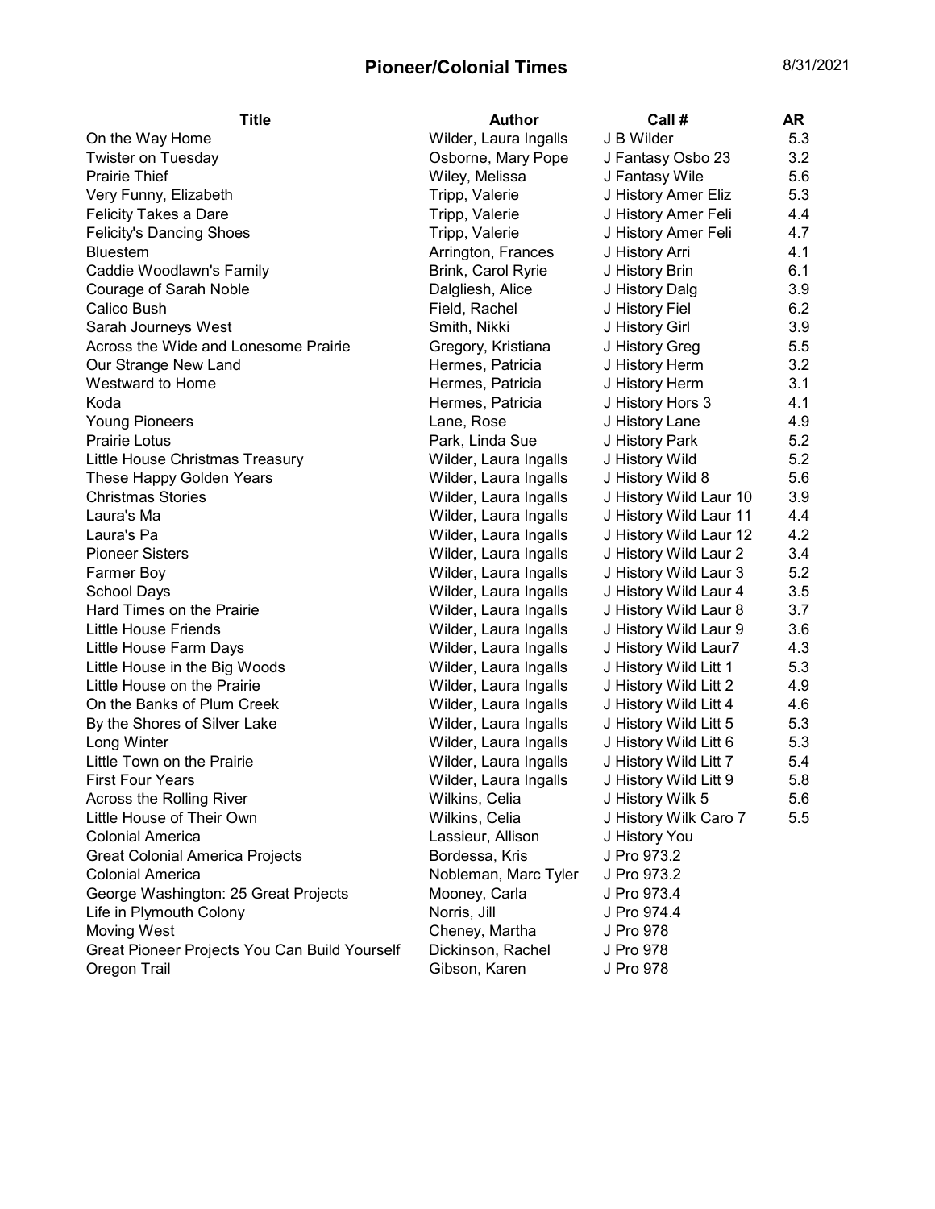# Pioneer/Colonial Times

8/31/2021

| Title | Author | Call # | AR |
|---|---|---|---|
| On the Way Home | Wilder, Laura Ingalls | J B Wilder | 5.3 |
| Twister on Tuesday | Osborne, Mary Pope | J Fantasy Osbo 23 | 3.2 |
| Prairie Thief | Wiley, Melissa | J Fantasy Wile | 5.6 |
| Very Funny, Elizabeth | Tripp, Valerie | J History Amer Eliz | 5.3 |
| Felicity Takes a Dare | Tripp, Valerie | J History Amer Feli | 4.4 |
| Felicity's Dancing Shoes | Tripp, Valerie | J History Amer Feli | 4.7 |
| Bluestem | Arrington, Frances | J History Arri | 4.1 |
| Caddie Woodlawn's Family | Brink, Carol Ryrie | J History Brin | 6.1 |
| Courage of Sarah Noble | Dalgliesh, Alice | J History Dalg | 3.9 |
| Calico Bush | Field, Rachel | J History Fiel | 6.2 |
| Sarah Journeys West | Smith, Nikki | J History Girl | 3.9 |
| Across the Wide and Lonesome Prairie | Gregory, Kristiana | J History Greg | 5.5 |
| Our Strange New Land | Hermes, Patricia | J History Herm | 3.2 |
| Westward to Home | Hermes, Patricia | J History Herm | 3.1 |
| Koda | Hermes, Patricia | J History Hors 3 | 4.1 |
| Young Pioneers | Lane, Rose | J History Lane | 4.9 |
| Prairie Lotus | Park, Linda Sue | J History Park | 5.2 |
| Little House Christmas Treasury | Wilder, Laura Ingalls | J History Wild | 5.2 |
| These Happy Golden Years | Wilder, Laura Ingalls | J History Wild 8 | 5.6 |
| Christmas Stories | Wilder, Laura Ingalls | J History Wild Laur 10 | 3.9 |
| Laura's Ma | Wilder, Laura Ingalls | J History Wild Laur 11 | 4.4 |
| Laura's Pa | Wilder, Laura Ingalls | J History Wild Laur 12 | 4.2 |
| Pioneer Sisters | Wilder, Laura Ingalls | J History Wild Laur 2 | 3.4 |
| Farmer Boy | Wilder, Laura Ingalls | J History Wild Laur 3 | 5.2 |
| School Days | Wilder, Laura Ingalls | J History Wild Laur 4 | 3.5 |
| Hard Times on the Prairie | Wilder, Laura Ingalls | J History Wild Laur 8 | 3.7 |
| Little House Friends | Wilder, Laura Ingalls | J History Wild Laur 9 | 3.6 |
| Little House Farm Days | Wilder, Laura Ingalls | J History Wild Laur7 | 4.3 |
| Little House in the Big Woods | Wilder, Laura Ingalls | J History Wild Litt 1 | 5.3 |
| Little House on the Prairie | Wilder, Laura Ingalls | J History Wild Litt 2 | 4.9 |
| On the Banks of Plum Creek | Wilder, Laura Ingalls | J History Wild Litt 4 | 4.6 |
| By the Shores of Silver Lake | Wilder, Laura Ingalls | J History Wild Litt 5 | 5.3 |
| Long Winter | Wilder, Laura Ingalls | J History Wild Litt 6 | 5.3 |
| Little Town on the Prairie | Wilder, Laura Ingalls | J History Wild Litt 7 | 5.4 |
| First Four Years | Wilder, Laura Ingalls | J History Wild Litt 9 | 5.8 |
| Across the Rolling River | Wilkins, Celia | J History Wilk 5 | 5.6 |
| Little House of Their Own | Wilkins, Celia | J History Wilk Caro 7 | 5.5 |
| Colonial America | Lassieur, Allison | J History You | |
| Great Colonial America Projects | Bordessa, Kris | J Pro 973.2 | |
| Colonial America | Nobleman, Marc Tyler | J Pro 973.2 | |
| George Washington: 25 Great Projects | Mooney, Carla | J Pro 973.4 | |
| Life in Plymouth Colony | Norris, Jill | J Pro 974.4 | |
| Moving West | Cheney, Martha | J Pro 978 | |
| Great Pioneer Projects You Can Build Yourself | Dickinson, Rachel | J Pro 978 | |
| Oregon Trail | Gibson, Karen | J Pro 978 | |